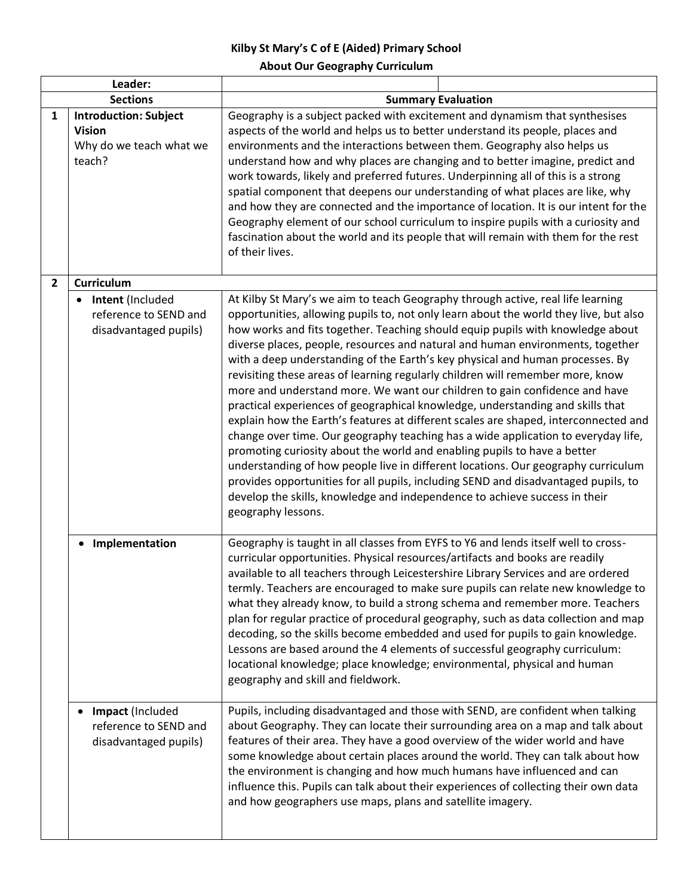**Kilby St Mary's C of E (Aided) Primary School**

**About Our Geography Curriculum**

| | Leader: | | |
|---|---|---|---|
| | **Sections** | **Summary Evaluation** | |
| **1** | **Introduction: Subject Vision**<br>Why do we teach what we teach? | Geography is a subject packed with excitement and dynamism that synthesises aspects of the world and helps us to better understand its people, places and environments and the interactions between them. Geography also helps us understand how and why places are changing and to better imagine, predict and work towards, likely and preferred futures. Underpinning all of this is a strong spatial component that deepens our understanding of what places are like, why and how they are connected and the importance of location. It is our intent for the Geography element of our school curriculum to inspire pupils with a curiosity and fascination about the world and its people that will remain with them for the rest of their lives. | |
| **2** | **Curriculum** | | |
| | • **Intent** (Included reference to SEND and disadvantaged pupils) | At Kilby St Mary's we aim to teach Geography through active, real life learning opportunities, allowing pupils to, not only learn about the world they live, but also how works and fits together. Teaching should equip pupils with knowledge about diverse places, people, resources and natural and human environments, together with a deep understanding of the Earth's key physical and human processes. By revisiting these areas of learning regularly children will remember more, know more and understand more. We want our children to gain confidence and have practical experiences of geographical knowledge, understanding and skills that explain how the Earth's features at different scales are shaped, interconnected and change over time. Our geography teaching has a wide application to everyday life, promoting curiosity about the world and enabling pupils to have a better understanding of how people live in different locations. Our geography curriculum provides opportunities for all pupils, including SEND and disadvantaged pupils, to develop the skills, knowledge and independence to achieve success in their geography lessons. | |
| | • **Implementation** | Geography is taught in all classes from EYFS to Y6 and lends itself well to cross-curricular opportunities. Physical resources/artifacts and books are readily available to all teachers through Leicestershire Library Services and are ordered termly. Teachers are encouraged to make sure pupils can relate new knowledge to what they already know, to build a strong schema and remember more. Teachers plan for regular practice of procedural geography, such as data collection and map decoding, so the skills become embedded and used for pupils to gain knowledge. Lessons are based around the 4 elements of successful geography curriculum: locational knowledge; place knowledge; environmental, physical and human geography and skill and fieldwork. | |
| | • **Impact** (Included reference to SEND and disadvantaged pupils) | Pupils, including disadvantaged and those with SEND, are confident when talking about Geography. They can locate their surrounding area on a map and talk about features of their area. They have a good overview of the wider world and have some knowledge about certain places around the world. They can talk about how the environment is changing and how much humans have influenced and can influence this. Pupils can talk about their experiences of collecting their own data and how geographers use maps, plans and satellite imagery. | |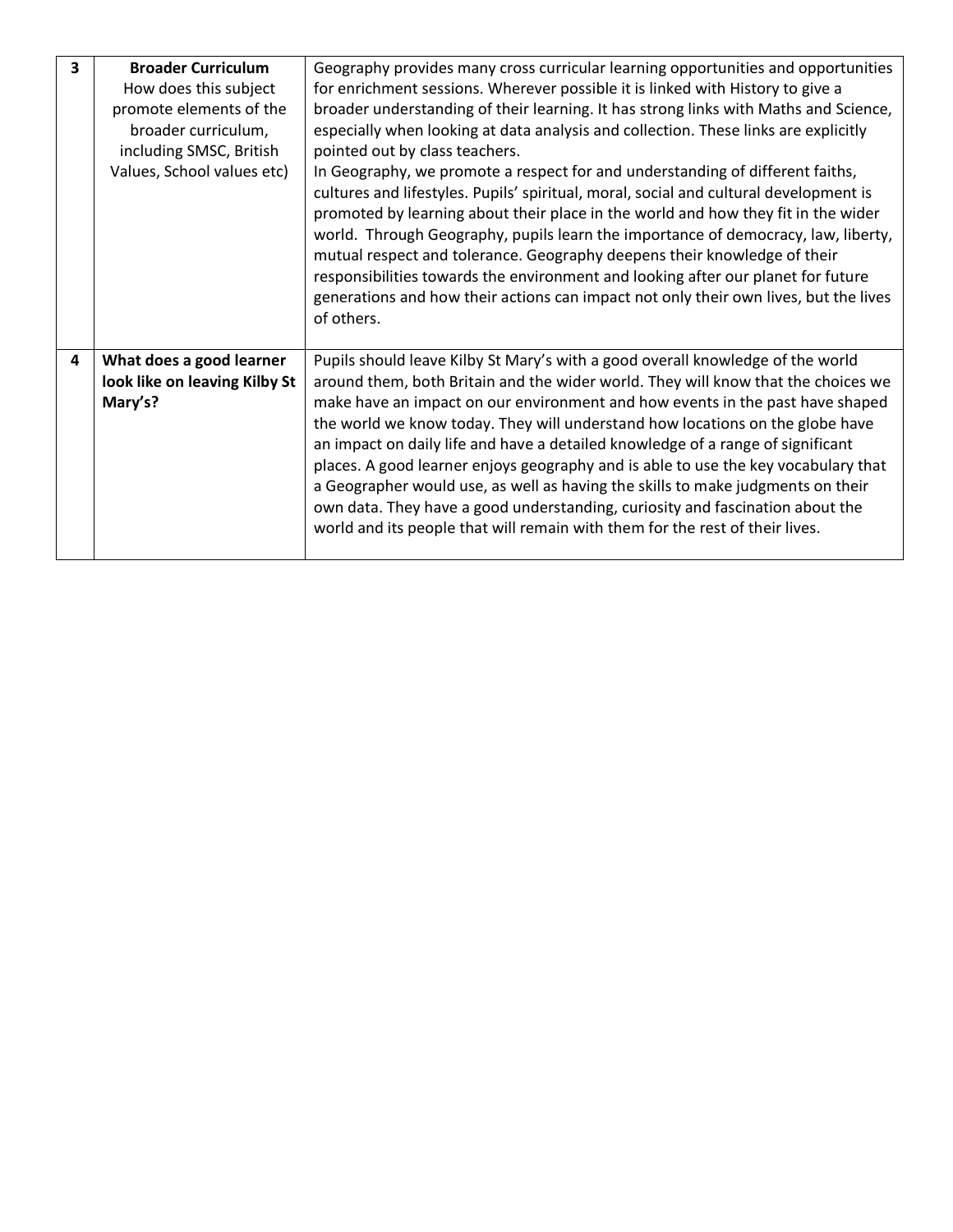| | | |
|---|---|---|
| 3 | **Broader Curriculum** How does this subject promote elements of the broader curriculum, including SMSC, British Values, School values etc) | Geography provides many cross curricular learning opportunities and opportunities for enrichment sessions. Wherever possible it is linked with History to give a broader understanding of their learning. It has strong links with Maths and Science, especially when looking at data analysis and collection. These links are explicitly pointed out by class teachers.<br>In Geography, we promote a respect for and understanding of different faiths, cultures and lifestyles. Pupils' spiritual, moral, social and cultural development is promoted by learning about their place in the world and how they fit in the wider world. Through Geography, pupils learn the importance of democracy, law, liberty, mutual respect and tolerance. Geography deepens their knowledge of their responsibilities towards the environment and looking after our planet for future generations and how their actions can impact not only their own lives, but the lives of others. |
| 4 | **What does a good learner look like on leaving Kilby St Mary's?** | Pupils should leave Kilby St Mary's with a good overall knowledge of the world around them, both Britain and the wider world. They will know that the choices we make have an impact on our environment and how events in the past have shaped the world we know today. They will understand how locations on the globe have an impact on daily life and have a detailed knowledge of a range of significant places. A good learner enjoys geography and is able to use the key vocabulary that a Geographer would use, as well as having the skills to make judgments on their own data. They have a good understanding, curiosity and fascination about the world and its people that will remain with them for the rest of their lives. |